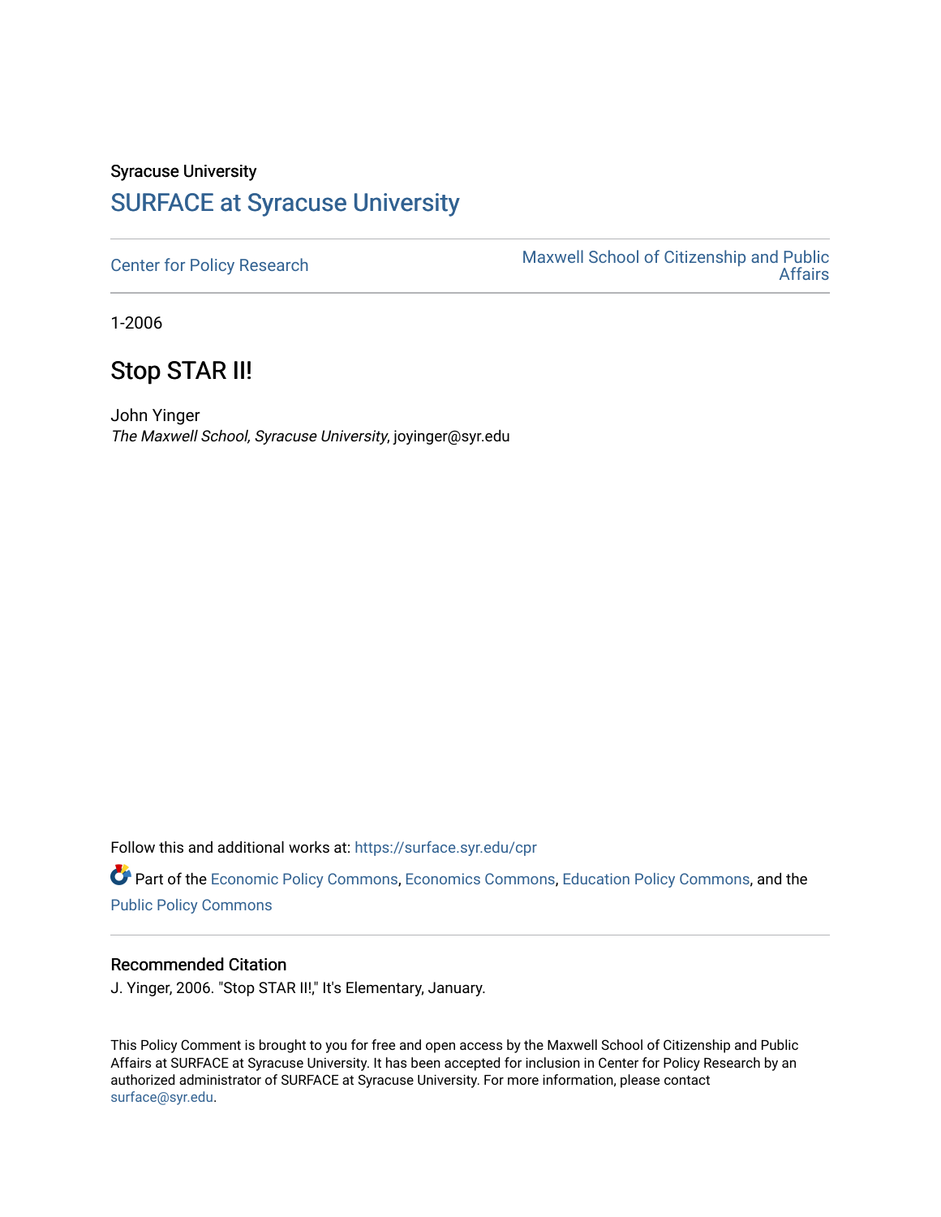Syracuse University

## SURFACE at Syracuse University

Center for Policy Research

Maxwell School of Citizenship and Public Affairs

1-2006

# Stop STAR II!

John Yinger

*The Maxwell School, Syracuse University*, joyinger@syr.edu

Follow this and additional works at: https://surface.syr.edu/cpr

Part of the Economic Policy Commons, Economics Commons, Education Policy Commons, and the Public Policy Commons

### Recommended Citation

J. Yinger, 2006. "Stop STAR II!," It's Elementary, January.

This Policy Comment is brought to you for free and open access by the Maxwell School of Citizenship and Public Affairs at SURFACE at Syracuse University. It has been accepted for inclusion in Center for Policy Research by an authorized administrator of SURFACE at Syracuse University. For more information, please contact surface@syr.edu.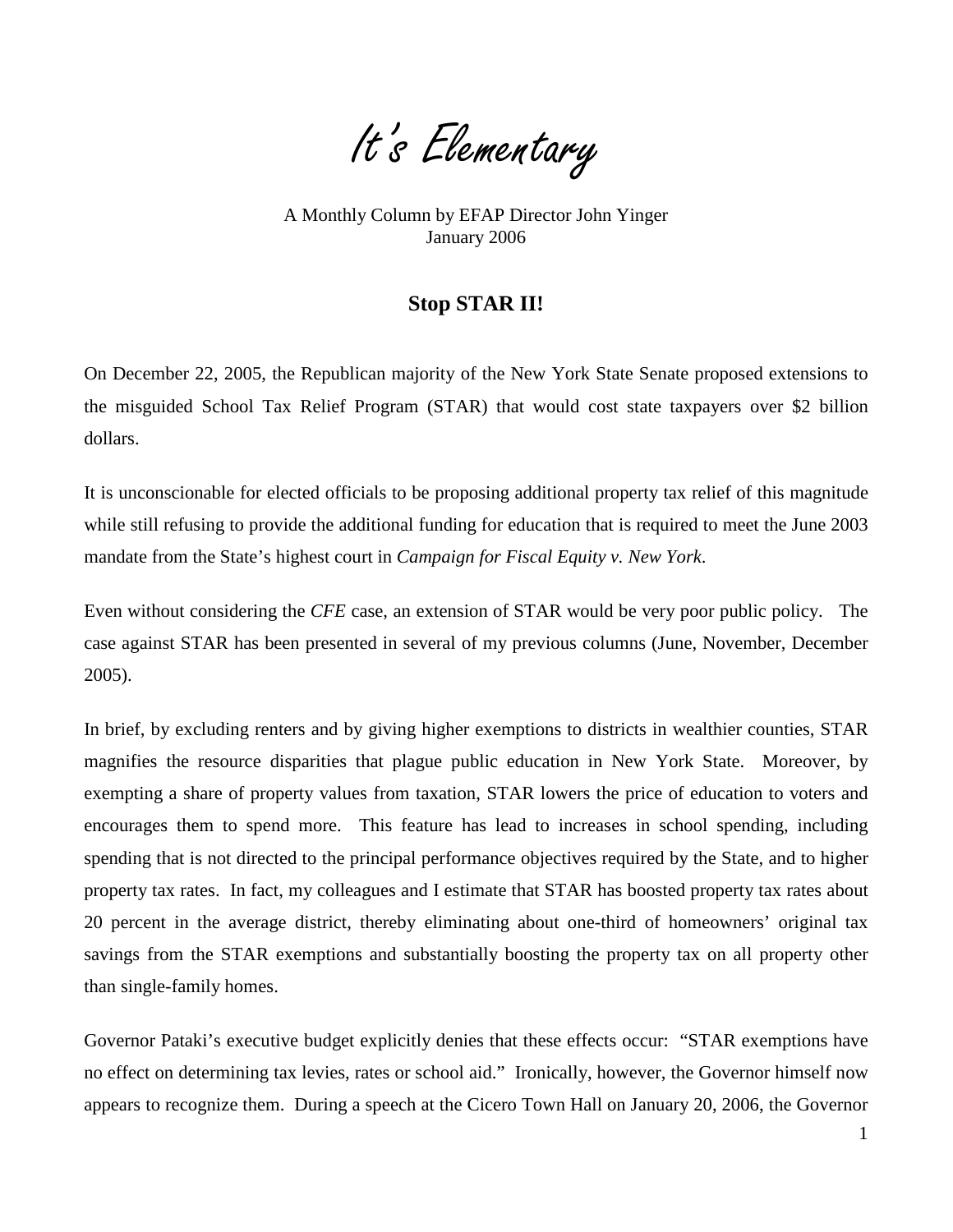# It's Elementary

A Monthly Column by EFAP Director John Yinger
January 2006

## Stop STAR II!

On December 22, 2005, the Republican majority of the New York State Senate proposed extensions to the misguided School Tax Relief Program (STAR) that would cost state taxpayers over $2 billion dollars.

It is unconscionable for elected officials to be proposing additional property tax relief of this magnitude while still refusing to provide the additional funding for education that is required to meet the June 2003 mandate from the State's highest court in *Campaign for Fiscal Equity v. New York*.

Even without considering the *CFE* case, an extension of STAR would be very poor public policy. The case against STAR has been presented in several of my previous columns (June, November, December 2005).

In brief, by excluding renters and by giving higher exemptions to districts in wealthier counties, STAR magnifies the resource disparities that plague public education in New York State. Moreover, by exempting a share of property values from taxation, STAR lowers the price of education to voters and encourages them to spend more. This feature has lead to increases in school spending, including spending that is not directed to the principal performance objectives required by the State, and to higher property tax rates. In fact, my colleagues and I estimate that STAR has boosted property tax rates about 20 percent in the average district, thereby eliminating about one-third of homeowners' original tax savings from the STAR exemptions and substantially boosting the property tax on all property other than single-family homes.

Governor Pataki's executive budget explicitly denies that these effects occur: "STAR exemptions have no effect on determining tax levies, rates or school aid." Ironically, however, the Governor himself now appears to recognize them. During a speech at the Cicero Town Hall on January 20, 2006, the Governor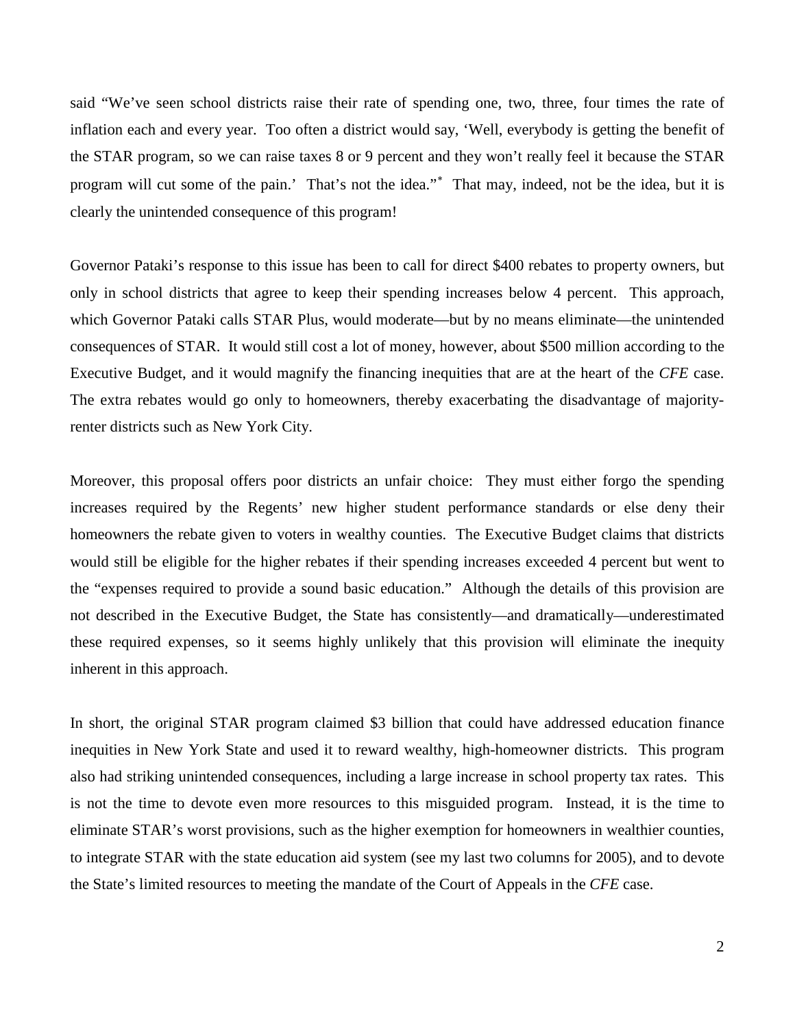said "We've seen school districts raise their rate of spending one, two, three, four times the rate of inflation each and every year. Too often a district would say, 'Well, everybody is getting the benefit of the STAR program, so we can raise taxes 8 or 9 percent and they won't really feel it because the STAR program will cut some of the pain.' That's not the idea."[*] That may, indeed, not be the idea, but it is clearly the unintended consequence of this program!

Governor Pataki's response to this issue has been to call for direct $400 rebates to property owners, but only in school districts that agree to keep their spending increases below 4 percent. This approach, which Governor Pataki calls STAR Plus, would moderate—but by no means eliminate—the unintended consequences of STAR. It would still cost a lot of money, however, about $500 million according to the Executive Budget, and it would magnify the financing inequities that are at the heart of the *CFE* case. The extra rebates would go only to homeowners, thereby exacerbating the disadvantage of majority-renter districts such as New York City.

Moreover, this proposal offers poor districts an unfair choice: They must either forgo the spending increases required by the Regents' new higher student performance standards or else deny their homeowners the rebate given to voters in wealthy counties. The Executive Budget claims that districts would still be eligible for the higher rebates if their spending increases exceeded 4 percent but went to the "expenses required to provide a sound basic education." Although the details of this provision are not described in the Executive Budget, the State has consistently—and dramatically—underestimated these required expenses, so it seems highly unlikely that this provision will eliminate the inequity inherent in this approach.

In short, the original STAR program claimed $3 billion that could have addressed education finance inequities in New York State and used it to reward wealthy, high-homeowner districts. This program also had striking unintended consequences, including a large increase in school property tax rates. This is not the time to devote even more resources to this misguided program. Instead, it is the time to eliminate STAR's worst provisions, such as the higher exemption for homeowners in wealthier counties, to integrate STAR with the state education aid system (see my last two columns for 2005), and to devote the State's limited resources to meeting the mandate of the Court of Appeals in the *CFE* case.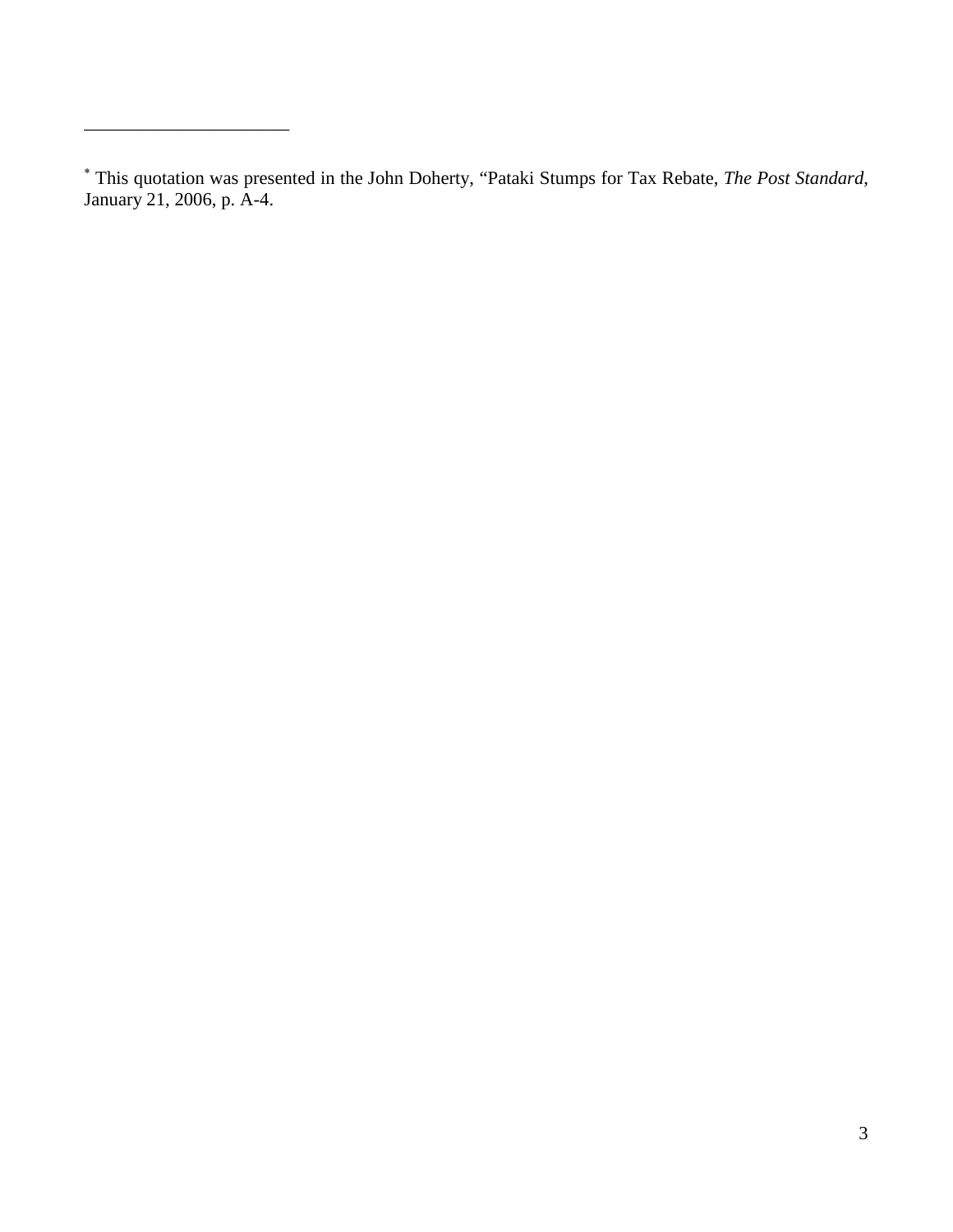---

[*] This quotation was presented in the John Doherty, "Pataki Stumps for Tax Rebate, *The Post Standard*, January 21, 2006, p. A-4.